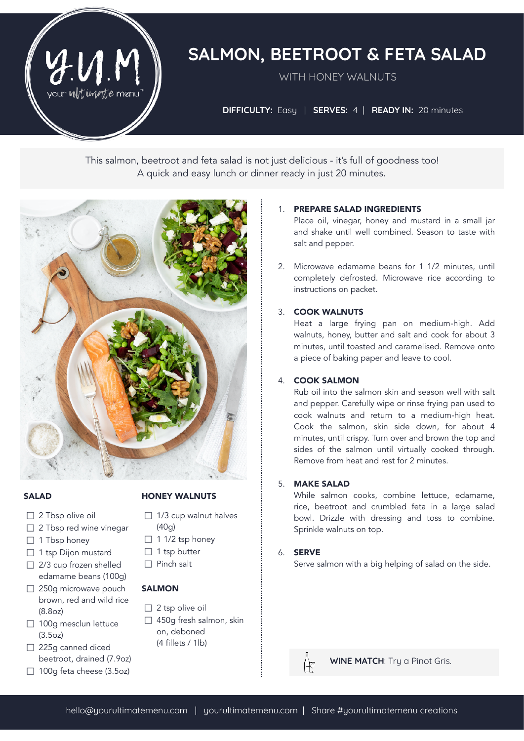# SALMON, BEETROOT & FETA SALAD

WITH HONEY WALNUTS

**DIFFICULTY:** Easy | **SERVES:** 4 | **READY IN:** 20 minutes

This salmon, beetroot and feta salad is not just delicious - it's full of goodness too! A quick and easy lunch or dinner ready in just 20 minutes.

## SALAD

- ☐ 2 Tbsp olive oil
- ☐ 2 Tbsp red wine vinegar
- ☐ 1 Tbsp honey
- ☐ 1 tsp Dijon mustard
- ☐ 2/3 cup frozen shelled edamame beans (100g)
- ☐ 250g microwave pouch brown, red and wild rice (8.8oz)
- ☐ 100g mesclun lettuce (3.5oz)
- ☐ 225g canned diced beetroot, drained (7.9oz)
- ☐ 100g feta cheese (3.5oz)

## HONEY WALNUTS

- ☐ 1/3 cup walnut halves (40g)
- ☐ 1 1/2 tsp honey
- ☐ 1 tsp butter
- ☐ Pinch salt

## SALMON

- ☐ 2 tsp olive oil
- ☐ 450g fresh salmon, skin on, deboned (4 fillets / 1lb)

## METHOD

1. **PREPARE SALAD INGREDIENTS**
   Place oil, vinegar, honey and mustard in a small jar and shake until well combined. Season to taste with salt and pepper.

2. Microwave edamame beans for 1 1/2 minutes, until completely defrosted. Microwave rice according to instructions on packet.

3. **COOK WALNUTS**
   Heat a large frying pan on medium-high. Add walnuts, honey, butter and salt and cook for about 3 minutes, until toasted and caramelised. Remove onto a piece of baking paper and leave to cool.

4. **COOK SALMON**
   Rub oil into the salmon skin and season well with salt and pepper. Carefully wipe or rinse frying pan used to cook walnuts and return to a medium-high heat. Cook the salmon, skin side down, for about 4 minutes, until crispy. Turn over and brown the top and sides of the salmon until virtually cooked through. Remove from heat and rest for 2 minutes.

5. **MAKE SALAD**
   While salmon cooks, combine lettuce, edamame, rice, beetroot and crumbled feta in a large salad bowl. Drizzle with dressing and toss to combine. Sprinkle walnuts on top.

6. **SERVE**
   Serve salmon with a big helping of salad on the side.

**WINE MATCH**: Try a Pinot Gris.

hello@yourultimatemenu.com | yourultimatemenu.com | Share #yourultimatemenu creations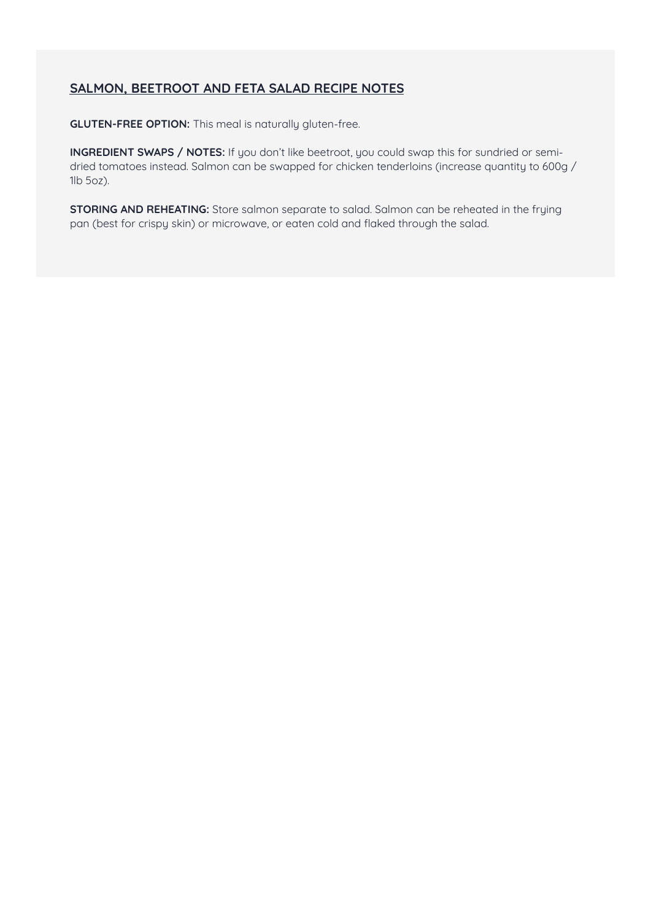## SALMON, BEETROOT AND FETA SALAD RECIPE NOTES

**GLUTEN-FREE OPTION:** This meal is naturally gluten-free.

**INGREDIENT SWAPS / NOTES:** If you don't like beetroot, you could swap this for sundried or semi-dried tomatoes instead. Salmon can be swapped for chicken tenderloins (increase quantity to 600g / 1lb 5oz).

**STORING AND REHEATING:** Store salmon separate to salad. Salmon can be reheated in the frying pan (best for crispy skin) or microwave, or eaten cold and flaked through the salad.